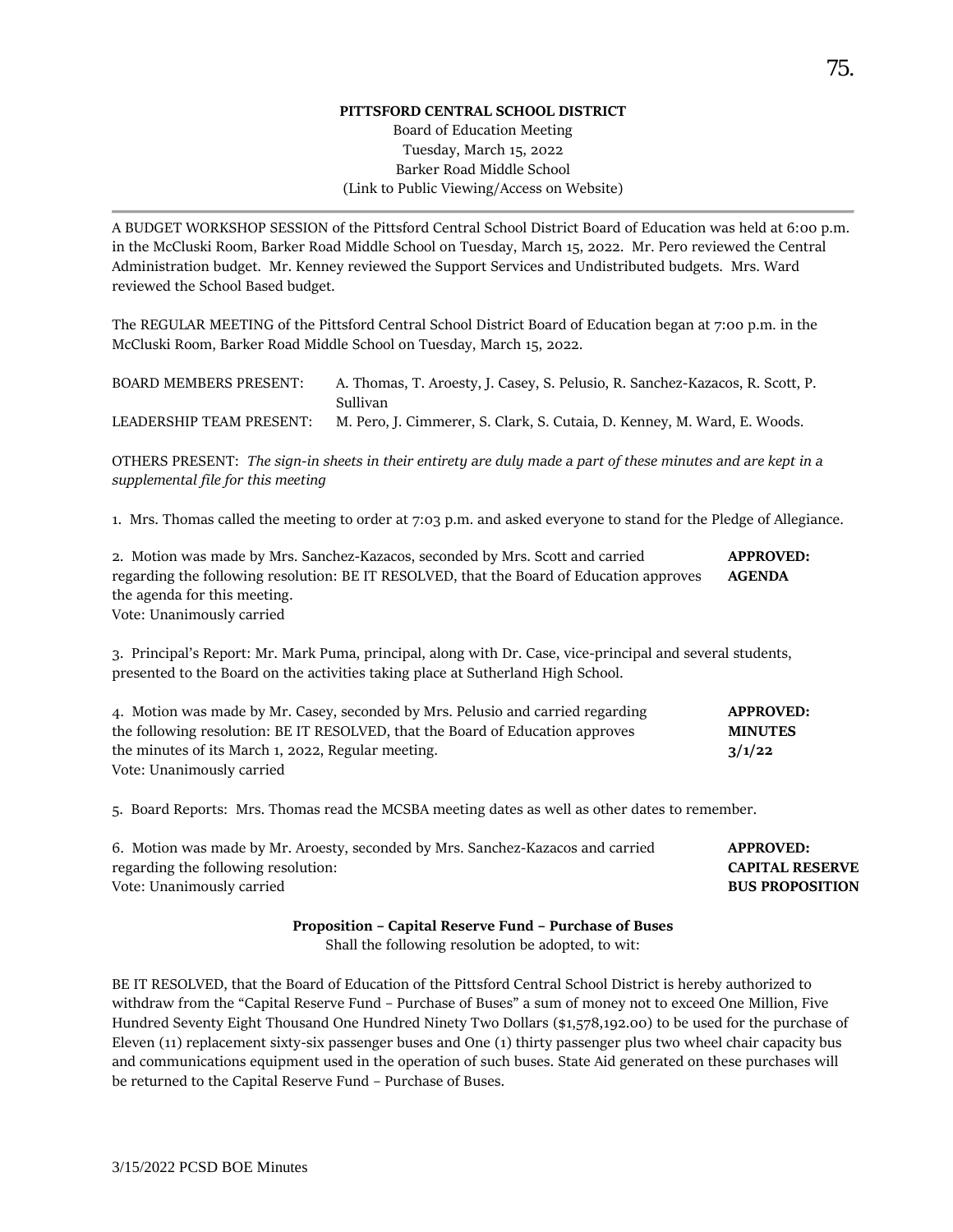**PITTSFORD CENTRAL SCHOOL DISTRICT**

Board of Education Meeting
Tuesday, March 15, 2022
Barker Road Middle School
(Link to Public Viewing/Access on Website)

---

A BUDGET WORKSHOP SESSION of the Pittsford Central School District Board of Education was held at 6:00 p.m. in the McCluski Room, Barker Road Middle School on Tuesday, March 15, 2022. Mr. Pero reviewed the Central Administration budget. Mr. Kenney reviewed the Support Services and Undistributed budgets. Mrs. Ward reviewed the School Based budget.

The REGULAR MEETING of the Pittsford Central School District Board of Education began at 7:00 p.m. in the McCluski Room, Barker Road Middle School on Tuesday, March 15, 2022.

BOARD MEMBERS PRESENT: A. Thomas, T. Aroesty, J. Casey, S. Pelusio, R. Sanchez-Kazacos, R. Scott, P. Sullivan

LEADERSHIP TEAM PRESENT: M. Pero, J. Cimmerer, S. Clark, S. Cutaia, D. Kenney, M. Ward, E. Woods.

OTHERS PRESENT: *The sign-in sheets in their entirety are duly made a part of these minutes and are kept in a supplemental file for this meeting*

1. Mrs. Thomas called the meeting to order at 7:03 p.m. and asked everyone to stand for the Pledge of Allegiance.

2. Motion was made by Mrs. Sanchez-Kazacos, seconded by Mrs. Scott and carried regarding the following resolution: BE IT RESOLVED, that the Board of Education approves the agenda for this meeting.
Vote: Unanimously carried

**APPROVED: AGENDA**

3. Principal's Report: Mr. Mark Puma, principal, along with Dr. Case, vice-principal and several students, presented to the Board on the activities taking place at Sutherland High School.

4. Motion was made by Mr. Casey, seconded by Mrs. Pelusio and carried regarding the following resolution: BE IT RESOLVED, that the Board of Education approves the minutes of its March 1, 2022, Regular meeting.
Vote: Unanimously carried

**APPROVED: MINUTES 3/1/22**

5. Board Reports: Mrs. Thomas read the MCSBA meeting dates as well as other dates to remember.

6. Motion was made by Mr. Aroesty, seconded by Mrs. Sanchez-Kazacos and carried regarding the following resolution:
Vote: Unanimously carried

**APPROVED: CAPITAL RESERVE BUS PROPOSITION**

**Proposition – Capital Reserve Fund – Purchase of Buses**

Shall the following resolution be adopted, to wit:

BE IT RESOLVED, that the Board of Education of the Pittsford Central School District is hereby authorized to withdraw from the "Capital Reserve Fund – Purchase of Buses" a sum of money not to exceed One Million, Five Hundred Seventy Eight Thousand One Hundred Ninety Two Dollars ($1,578,192.00) to be used for the purchase of Eleven (11) replacement sixty-six passenger buses and One (1) thirty passenger plus two wheel chair capacity bus and communications equipment used in the operation of such buses. State Aid generated on these purchases will be returned to the Capital Reserve Fund – Purchase of Buses.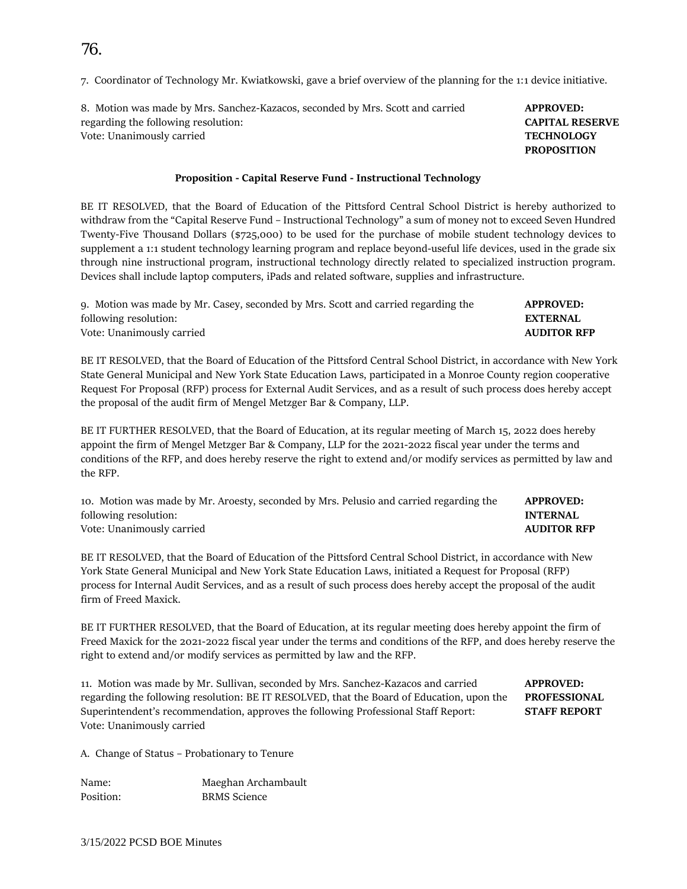7. Coordinator of Technology Mr. Kwiatkowski, gave a brief overview of the planning for the 1:1 device initiative.

8. Motion was made by Mrs. Sanchez-Kazacos, seconded by Mrs. Scott and carried regarding the following resolution:
Vote: Unanimously carried

**APPROVED: CAPITAL RESERVE TECHNOLOGY PROPOSITION**

**Proposition - Capital Reserve Fund - Instructional Technology**

BE IT RESOLVED, that the Board of Education of the Pittsford Central School District is hereby authorized to withdraw from the "Capital Reserve Fund – Instructional Technology" a sum of money not to exceed Seven Hundred Twenty-Five Thousand Dollars ($725,000) to be used for the purchase of mobile student technology devices to supplement a 1:1 student technology learning program and replace beyond-useful life devices, used in the grade six through nine instructional program, instructional technology directly related to specialized instruction program. Devices shall include laptop computers, iPads and related software, supplies and infrastructure.

9. Motion was made by Mr. Casey, seconded by Mrs. Scott and carried regarding the following resolution:
Vote: Unanimously carried

**APPROVED: EXTERNAL AUDITOR RFP**

BE IT RESOLVED, that the Board of Education of the Pittsford Central School District, in accordance with New York State General Municipal and New York State Education Laws, participated in a Monroe County region cooperative Request For Proposal (RFP) process for External Audit Services, and as a result of such process does hereby accept the proposal of the audit firm of Mengel Metzger Bar & Company, LLP.

BE IT FURTHER RESOLVED, that the Board of Education, at its regular meeting of March 15, 2022 does hereby appoint the firm of Mengel Metzger Bar & Company, LLP for the 2021-2022 fiscal year under the terms and conditions of the RFP, and does hereby reserve the right to extend and/or modify services as permitted by law and the RFP.

10. Motion was made by Mr. Aroesty, seconded by Mrs. Pelusio and carried regarding the following resolution:
Vote: Unanimously carried

**APPROVED: INTERNAL AUDITOR RFP**

BE IT RESOLVED, that the Board of Education of the Pittsford Central School District, in accordance with New York State General Municipal and New York State Education Laws, initiated a Request for Proposal (RFP) process for Internal Audit Services, and as a result of such process does hereby accept the proposal of the audit firm of Freed Maxick.

BE IT FURTHER RESOLVED, that the Board of Education, at its regular meeting does hereby appoint the firm of Freed Maxick for the 2021-2022 fiscal year under the terms and conditions of the RFP, and does hereby reserve the right to extend and/or modify services as permitted by law and the RFP.

11. Motion was made by Mr. Sullivan, seconded by Mrs. Sanchez-Kazacos and carried regarding the following resolution: BE IT RESOLVED, that the Board of Education, upon the Superintendent's recommendation, approves the following Professional Staff Report:
Vote: Unanimously carried

**APPROVED: PROFESSIONAL STAFF REPORT**

A. Change of Status – Probationary to Tenure

Name: Maeghan Archambault
Position: BRMS Science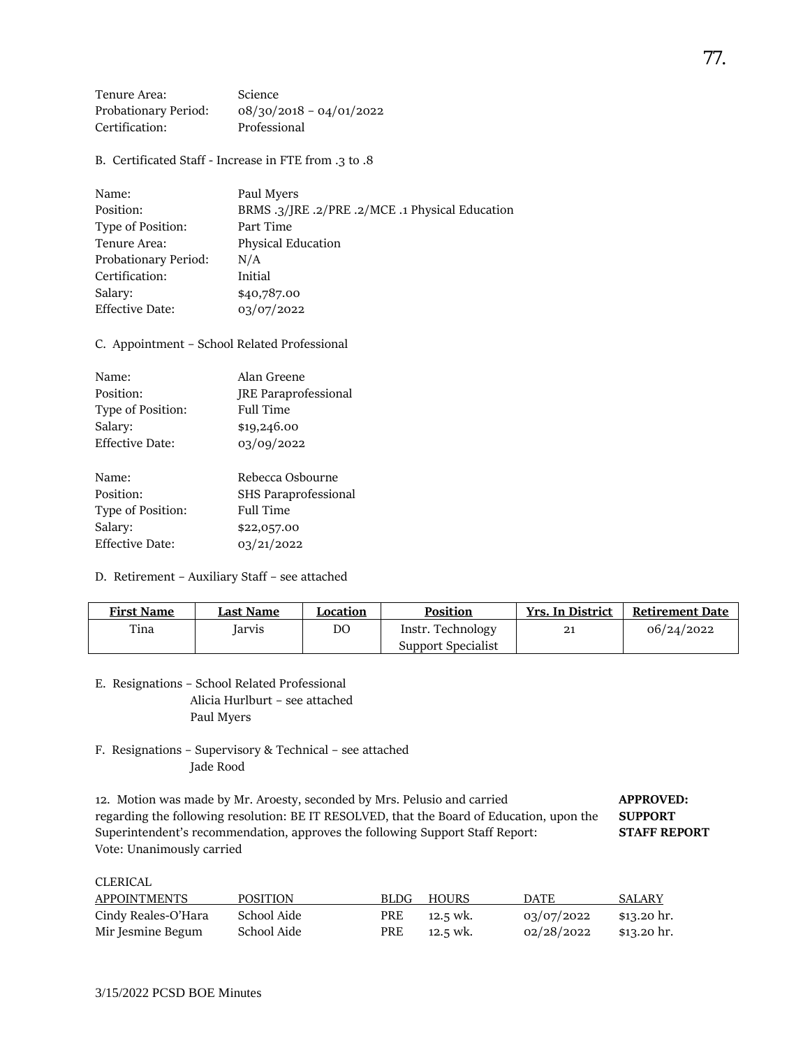Tenure Area: Science
Probationary Period: 08/30/2018 – 04/01/2022
Certification: Professional

B. Certificated Staff - Increase in FTE from .3 to .8

Name: Paul Myers
Position: BRMS .3/JRE .2/PRE .2/MCE .1 Physical Education
Type of Position: Part Time
Tenure Area: Physical Education
Probationary Period: N/A
Certification: Initial
Salary: $40,787.00
Effective Date: 03/07/2022

C. Appointment – School Related Professional

Name: Alan Greene
Position: JRE Paraprofessional
Type of Position: Full Time
Salary: $19,246.00
Effective Date: 03/09/2022

Name: Rebecca Osbourne
Position: SHS Paraprofessional
Type of Position: Full Time
Salary: $22,057.00
Effective Date: 03/21/2022

D. Retirement – Auxiliary Staff – see attached

| First Name | Last Name | Location | Position | Yrs. In District | Retirement Date |
|---|---|---|---|---|---|
| Tina | Jarvis | DO | Instr. Technology Support Specialist | 21 | 06/24/2022 |

E. Resignations – School Related Professional
Alicia Hurlburt – see attached
Paul Myers

F. Resignations – Supervisory & Technical – see attached
Jade Rood

12. Motion was made by Mr. Aroesty, seconded by Mrs. Pelusio and carried regarding the following resolution: BE IT RESOLVED, that the Board of Education, upon the Superintendent's recommendation, approves the following Support Staff Report:
Vote: Unanimously carried

**APPROVED: SUPPORT STAFF REPORT**

CLERICAL

| APPOINTMENTS | POSITION | BLDG | HOURS | DATE | SALARY |
|---|---|---|---|---|---|
| Cindy Reales-O'Hara | School Aide | PRE | 12.5 wk. | 03/07/2022 | $13.20 hr. |
| Mir Jesmine Begum | School Aide | PRE | 12.5 wk. | 02/28/2022 | $13.20 hr. |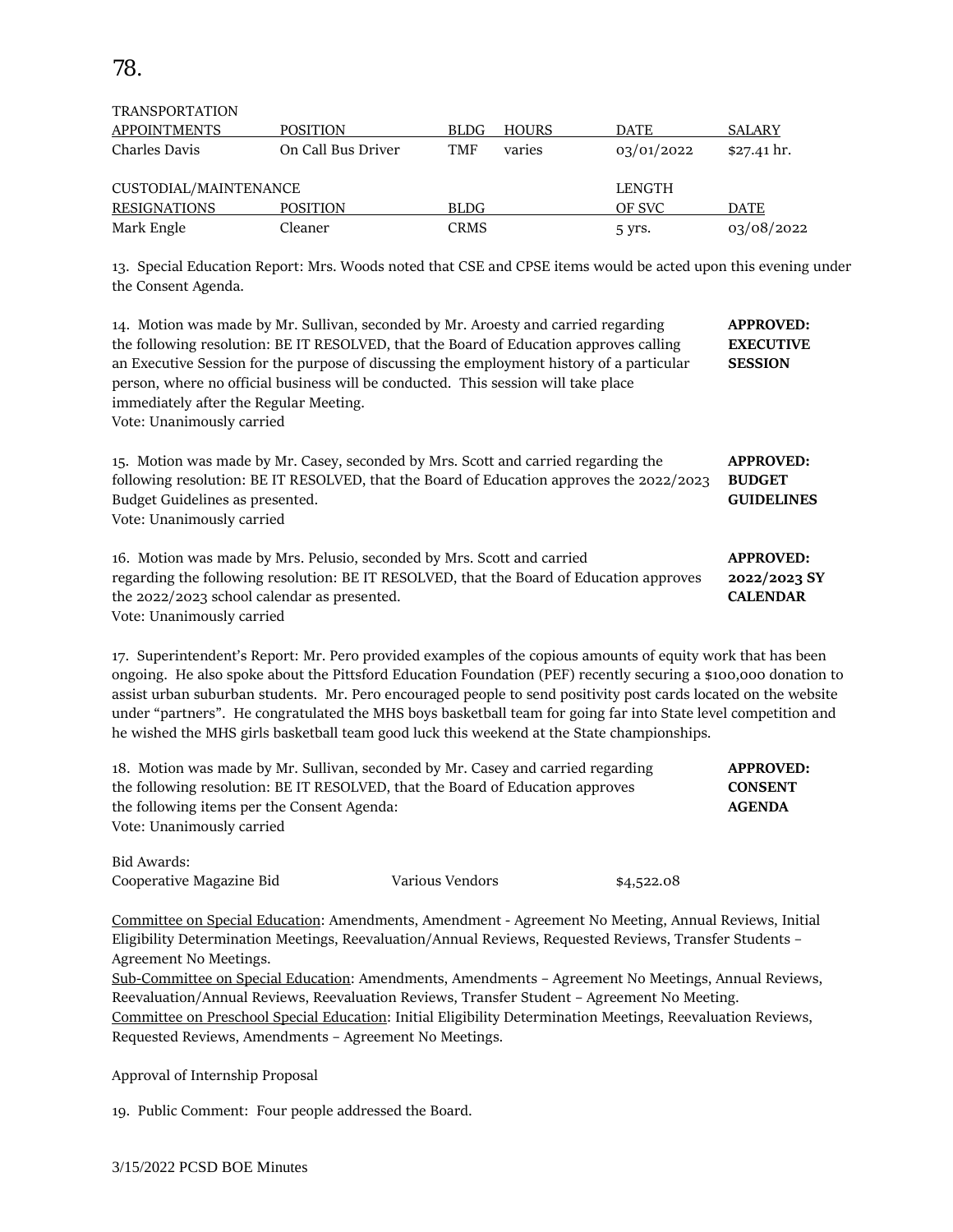78.

| TRANSPORTATION APPOINTMENTS | POSITION | BLDG | HOURS | DATE | SALARY |
|---|---|---|---|---|---|
| Charles Davis | On Call Bus Driver | TMF | varies | 03/01/2022 | $27.41 hr. |

| CUSTODIAL/MAINTENANCE RESIGNATIONS | POSITION | BLDG | LENGTH OF SVC | DATE |
|---|---|---|---|---|
| Mark Engle | Cleaner | CRMS | 5 yrs. | 03/08/2022 |

13. Special Education Report: Mrs. Woods noted that CSE and CPSE items would be acted upon this evening under the Consent Agenda.

14. Motion was made by Mr. Sullivan, seconded by Mr. Aroesty and carried regarding the following resolution: BE IT RESOLVED, that the Board of Education approves calling an Executive Session for the purpose of discussing the employment history of a particular person, where no official business will be conducted. This session will take place immediately after the Regular Meeting.
Vote: Unanimously carried

**APPROVED: EXECUTIVE SESSION**

15. Motion was made by Mr. Casey, seconded by Mrs. Scott and carried regarding the following resolution: BE IT RESOLVED, that the Board of Education approves the 2022/2023 Budget Guidelines as presented.
Vote: Unanimously carried

**APPROVED: BUDGET GUIDELINES**

16. Motion was made by Mrs. Pelusio, seconded by Mrs. Scott and carried regarding the following resolution: BE IT RESOLVED, that the Board of Education approves the 2022/2023 school calendar as presented.
Vote: Unanimously carried

**APPROVED: 2022/2023 SY CALENDAR**

17. Superintendent's Report: Mr. Pero provided examples of the copious amounts of equity work that has been ongoing. He also spoke about the Pittsford Education Foundation (PEF) recently securing a $100,000 donation to assist urban suburban students. Mr. Pero encouraged people to send positivity post cards located on the website under "partners". He congratulated the MHS boys basketball team for going far into State level competition and he wished the MHS girls basketball team good luck this weekend at the State championships.

18. Motion was made by Mr. Sullivan, seconded by Mr. Casey and carried regarding the following resolution: BE IT RESOLVED, that the Board of Education approves the following items per the Consent Agenda:
Vote: Unanimously carried

**APPROVED: CONSENT AGENDA**

Bid Awards:

| Cooperative Magazine Bid | Various Vendors | $4,522.08 |
|---|---|---|

Committee on Special Education: Amendments, Amendment - Agreement No Meeting, Annual Reviews, Initial Eligibility Determination Meetings, Reevaluation/Annual Reviews, Requested Reviews, Transfer Students – Agreement No Meetings.
Sub-Committee on Special Education: Amendments, Amendments – Agreement No Meetings, Annual Reviews, Reevaluation/Annual Reviews, Reevaluation Reviews, Transfer Student – Agreement No Meeting.
Committee on Preschool Special Education: Initial Eligibility Determination Meetings, Reevaluation Reviews, Requested Reviews, Amendments – Agreement No Meetings.

Approval of Internship Proposal

19. Public Comment: Four people addressed the Board.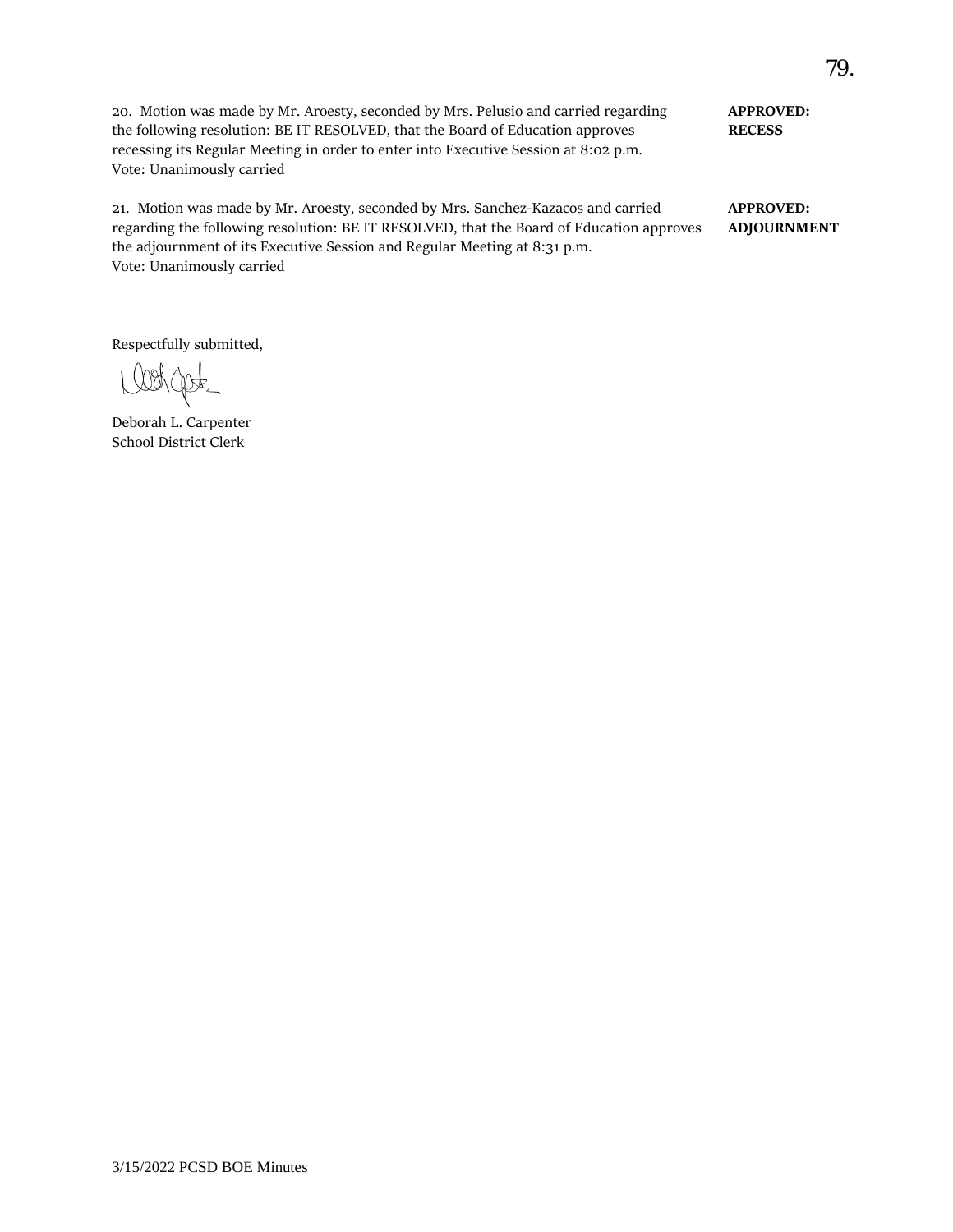20. Motion was made by Mr. Aroesty, seconded by Mrs. Pelusio and carried regarding the following resolution: BE IT RESOLVED, that the Board of Education approves recessing its Regular Meeting in order to enter into Executive Session at 8:02 p.m.
Vote: Unanimously carried

**APPROVED: RECESS**

21. Motion was made by Mr. Aroesty, seconded by Mrs. Sanchez-Kazacos and carried regarding the following resolution: BE IT RESOLVED, that the Board of Education approves the adjournment of its Executive Session and Regular Meeting at 8:31 p.m.
Vote: Unanimously carried

**APPROVED: ADJOURNMENT**

Respectfully submitted,

Deborah L. Carpenter
School District Clerk